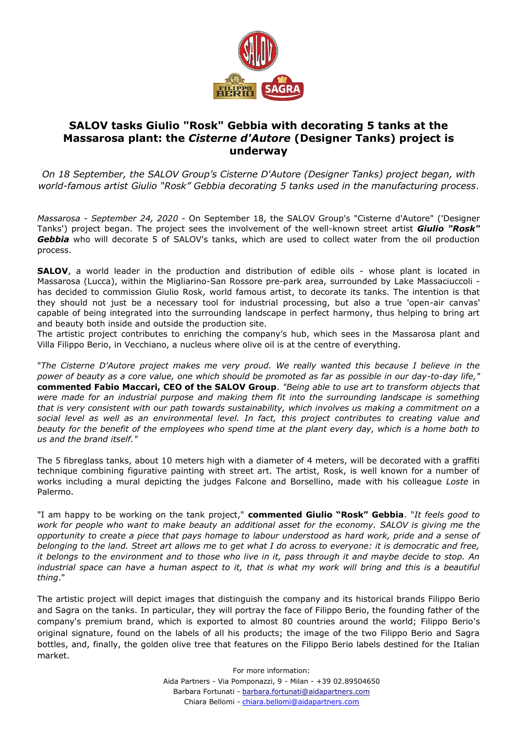# SALOV tasks Giulio "Rosk" Gebbia with decorating 5 tanks at the Massarosa plant: the *Cisterne d'Autore* (Designer Tanks) project is underway

*On 18 September, the SALOV Group's Cisterne D'Autore (Designer Tanks) project began, with world-famous artist Giulio "Rosk" Gebbia decorating 5 tanks used in the manufacturing process.*

*Massarosa - September 24, 2020* - On September 18, the SALOV Group's "Cisterne d'Autore" ('Designer Tanks') project began. The project sees the involvement of the well-known street artist ***Giulio "Rosk" Gebbia*** who will decorate 5 of SALOV's tanks, which are used to collect water from the oil production process.

**SALOV**, a world leader in the production and distribution of edible oils - whose plant is located in Massarosa (Lucca), within the Migliarino-San Rossore pre-park area, surrounded by Lake Massaciuccoli - has decided to commission Giulio Rosk, world famous artist, to decorate its tanks. The intention is that they should not just be a necessary tool for industrial processing, but also a true 'open-air canvas' capable of being integrated into the surrounding landscape in perfect harmony, thus helping to bring art and beauty both inside and outside the production site.
The artistic project contributes to enriching the company's hub, which sees in the Massarosa plant and Villa Filippo Berio, in Vecchiano, a nucleus where olive oil is at the centre of everything.

"*The Cisterne D'Autore project makes me very proud. We really wanted this because I believe in the power of beauty as a core value, one which should be promoted as far as possible in our day-to-day life,*" **commented Fabio Maccari, CEO of the SALOV Group**. *"Being able to use art to transform objects that were made for an industrial purpose and making them fit into the surrounding landscape is something that is very consistent with our path towards sustainability, which involves us making a commitment on a social level as well as an environmental level. In fact, this project contributes to creating value and beauty for the benefit of the employees who spend time at the plant every day, which is a home both to us and the brand itself."*

The 5 fibreglass tanks, about 10 meters high with a diameter of 4 meters, will be decorated with a graffiti technique combining figurative painting with street art. The artist, Rosk, is well known for a number of works including a mural depicting the judges Falcone and Borsellino, made with his colleague *Loste* in Palermo.

"I am happy to be working on the tank project," **commented Giulio "Rosk" Gebbia**. "*It feels good to work for people who want to make beauty an additional asset for the economy. SALOV is giving me the opportunity to create a piece that pays homage to labour understood as hard work, pride and a sense of belonging to the land. Street art allows me to get what I do across to everyone: it is democratic and free, it belongs to the environment and to those who live in it, pass through it and maybe decide to stop. An industrial space can have a human aspect to it, that is what my work will bring and this is a beautiful thing*."

The artistic project will depict images that distinguish the company and its historical brands Filippo Berio and Sagra on the tanks. In particular, they will portray the face of Filippo Berio, the founding father of the company's premium brand, which is exported to almost 80 countries around the world; Filippo Berio's original signature, found on the labels of all his products; the image of the two Filippo Berio and Sagra bottles, and, finally, the golden olive tree that features on the Filippo Berio labels destined for the Italian market.

For more information:
Aida Partners - Via Pomponazzi, 9 - Milan - +39 02.89504650
Barbara Fortunati - barbara.fortunati@aidapartners.com
Chiara Bellomi - chiara.bellomi@aidapartners.com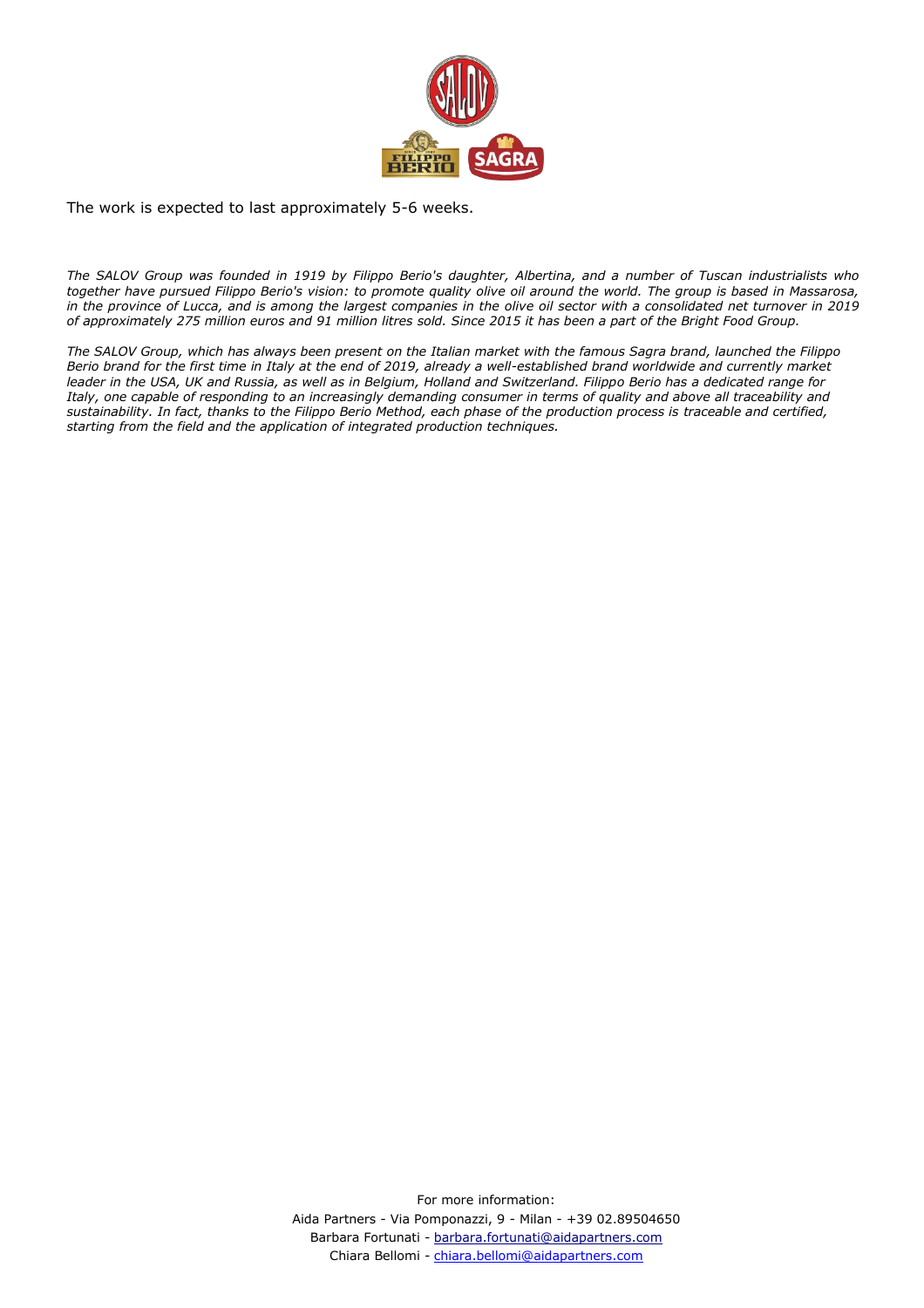The work is expected to last approximately 5-6 weeks.

*The SALOV Group was founded in 1919 by Filippo Berio's daughter, Albertina, and a number of Tuscan industrialists who together have pursued Filippo Berio's vision: to promote quality olive oil around the world. The group is based in Massarosa, in the province of Lucca, and is among the largest companies in the olive oil sector with a consolidated net turnover in 2019 of approximately 275 million euros and 91 million litres sold. Since 2015 it has been a part of the Bright Food Group.*

*The SALOV Group, which has always been present on the Italian market with the famous Sagra brand, launched the Filippo Berio brand for the first time in Italy at the end of 2019, already a well-established brand worldwide and currently market leader in the USA, UK and Russia, as well as in Belgium, Holland and Switzerland. Filippo Berio has a dedicated range for Italy, one capable of responding to an increasingly demanding consumer in terms of quality and above all traceability and sustainability. In fact, thanks to the Filippo Berio Method, each phase of the production process is traceable and certified, starting from the field and the application of integrated production techniques.*

For more information:
Aida Partners - Via Pomponazzi, 9 - Milan - +39 02.89504650
Barbara Fortunati - barbara.fortunati@aidapartners.com
Chiara Bellomi - chiara.bellomi@aidapartners.com